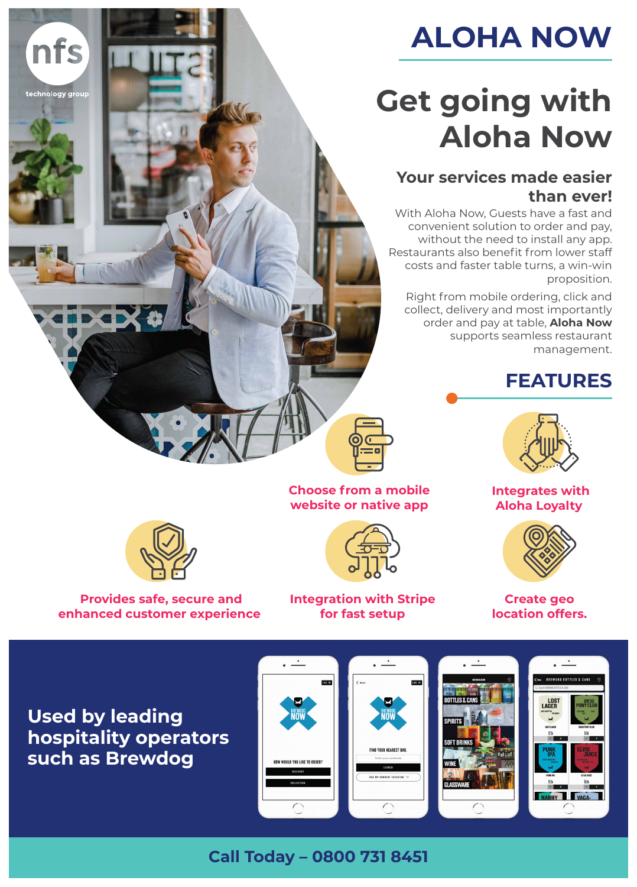nfs
technology group

# ALOHA NOW

## Get going with Aloha Now

### Your services made easier than ever!

With Aloha Now, Guests have a fast and convenient solution to order and pay, without the need to install any app. Restaurants also benefit from lower staff costs and faster table turns, a win-win proposition.

Right from mobile ordering, click and collect, delivery and most importantly order and pay at table, **Aloha Now** supports seamless restaurant management.

## FEATURES

- Choose from a mobile website or native app
- Integrates with Aloha Loyalty
- Provides safe, secure and enhanced customer experience
- Integration with Stripe for fast setup
- Create geo location offers.

## Used by leading hospitality operators such as Brewdog

**Call Today – 0800 731 8451**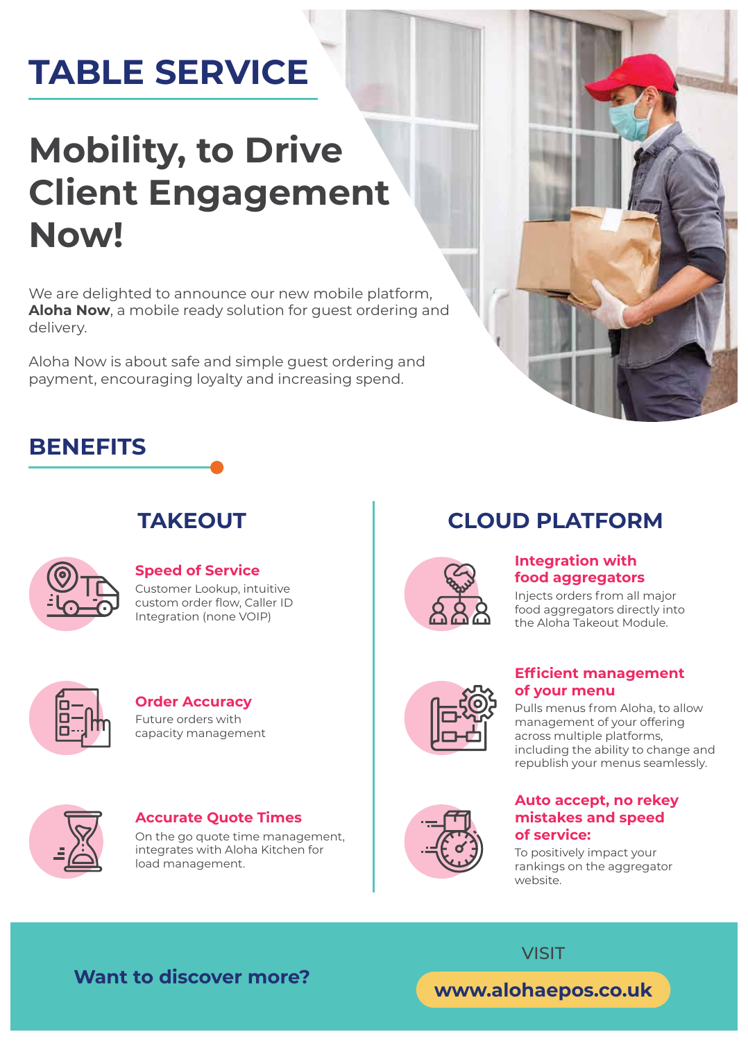# TABLE SERVICE

## Mobility, to Drive Client Engagement Now!

We are delighted to announce our new mobile platform, **Aloha Now**, a mobile ready solution for guest ordering and delivery.

Aloha Now is about safe and simple guest ordering and payment, encouraging loyalty and increasing spend.

## BENEFITS

### TAKEOUT

**Speed of Service**
Customer Lookup, intuitive custom order flow, Caller ID Integration (none VOIP)

**Order Accuracy**
Future orders with capacity management

**Accurate Quote Times**
On the go quote time management, integrates with Aloha Kitchen for load management.

### CLOUD PLATFORM

**Integration with food aggregators**
Injects orders from all major food aggregators directly into the Aloha Takeout Module.

**Efficient management of your menu**
Pulls menus from Aloha, to allow management of your offering across multiple platforms, including the ability to change and republish your menus seamlessly.

**Auto accept, no rekey mistakes and speed of service:**
To positively impact your rankings on the aggregator website.

**Want to discover more?**

VISIT

**www.alohaepos.co.uk**